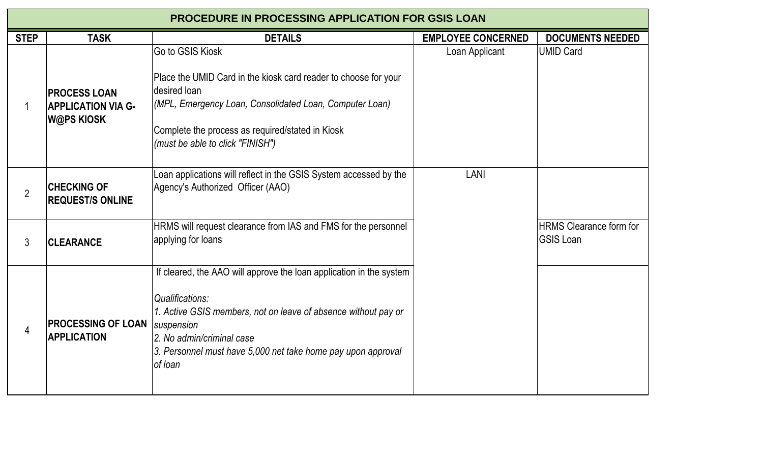# PROCEDURE IN PROCESSING APPLICATION FOR GSIS LOAN

| STEP | TASK | DETAILS | EMPLOYEE CONCERNED | DOCUMENTS NEEDED |
|---|---|---|---|---|
| 1 | **PROCESS LOAN APPLICATION VIA G-W@PS KIOSK** | Go to GSIS Kiosk<br><br>Place the UMID Card in the kiosk card reader to choose for your desired loan<br>*(MPL, Emergency Loan, Consolidated Loan, Computer Loan)*<br><br>Complete the process as required/stated in Kiosk<br>*(must be able to click "FINISH")* | Loan Applicant | UMID Card |
| 2 | **CHECKING OF REQUEST/S ONLINE** | Loan applications will reflect in the GSIS System accessed by the Agency's Authorized Officer (AAO) | LANI | |
| 3 | **CLEARANCE** | HRMS will request clearance from IAS and FMS for the personnel applying for loans | | HRMS Clearance form for GSIS Loan |
| 4 | **PROCESSING OF LOAN APPLICATION** | If cleared, the AAO will approve the loan application in the system<br><br>*Qualifications:*<br>*1. Active GSIS members, not on leave of absence without pay or suspension*<br>*2. No admin/criminal case*<br>*3. Personnel must have 5,000 net take home pay upon approval of loan* | | |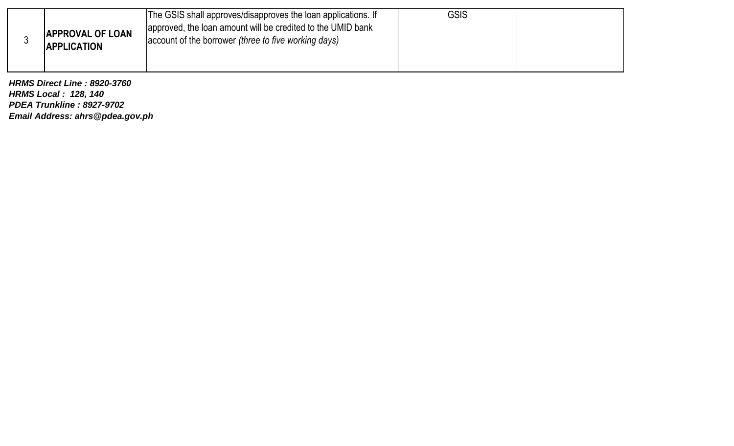| | | | | |
|---|---|---|---|---|
| 3 | **APPROVAL OF LOAN APPLICATION** | The GSIS shall approves/disapproves the loan applications. If approved, the loan amount will be credited to the UMID bank account of the borrower *(three to five working days)* | GSIS | |

***HRMS Direct Line : 8920-3760***
***HRMS Local :  128, 140***
***PDEA Trunkline : 8927-9702***
***Email Address: ahrs@pdea.gov.ph***